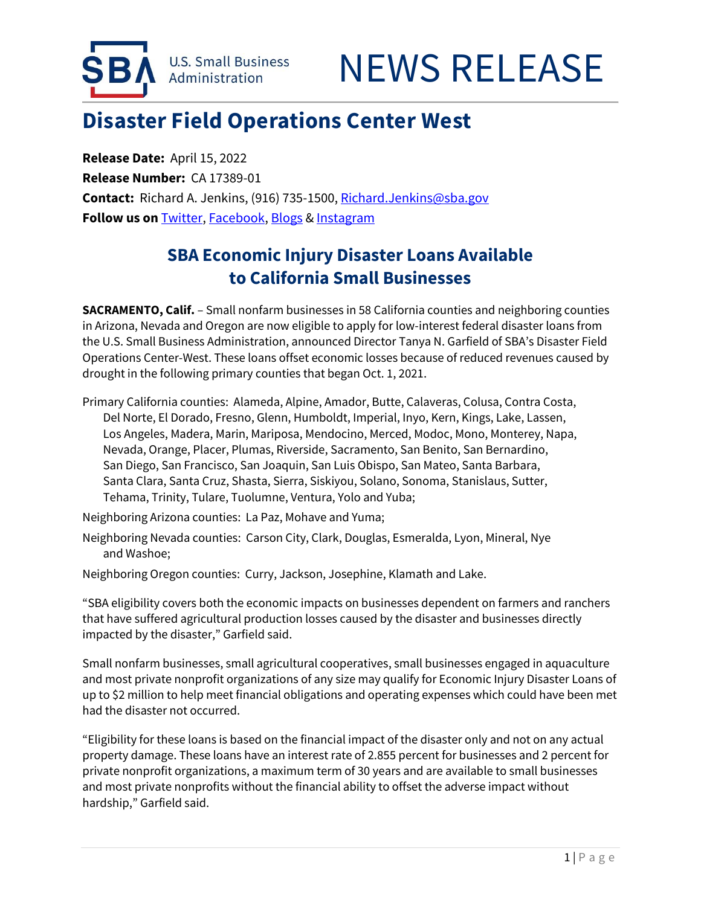U.S. Small Business Administration

# NEWS RELEASE

## Disaster Field Operations Center West

**Release Date:** April 15, 2022
**Release Number:** CA 17389-01
**Contact:** Richard A. Jenkins, (916) 735-1500, Richard.Jenkins@sba.gov
**Follow us on** Twitter, Facebook, Blogs & Instagram

### SBA Economic Injury Disaster Loans Available to California Small Businesses

**SACRAMENTO, Calif.** – Small nonfarm businesses in 58 California counties and neighboring counties in Arizona, Nevada and Oregon are now eligible to apply for low-interest federal disaster loans from the U.S. Small Business Administration, announced Director Tanya N. Garfield of SBA's Disaster Field Operations Center-West. These loans offset economic losses because of reduced revenues caused by drought in the following primary counties that began Oct. 1, 2021.

Primary California counties: Alameda, Alpine, Amador, Butte, Calaveras, Colusa, Contra Costa, Del Norte, El Dorado, Fresno, Glenn, Humboldt, Imperial, Inyo, Kern, Kings, Lake, Lassen, Los Angeles, Madera, Marin, Mariposa, Mendocino, Merced, Modoc, Mono, Monterey, Napa, Nevada, Orange, Placer, Plumas, Riverside, Sacramento, San Benito, San Bernardino, San Diego, San Francisco, San Joaquin, San Luis Obispo, San Mateo, Santa Barbara, Santa Clara, Santa Cruz, Shasta, Sierra, Siskiyou, Solano, Sonoma, Stanislaus, Sutter, Tehama, Trinity, Tulare, Tuolumne, Ventura, Yolo and Yuba;

Neighboring Arizona counties: La Paz, Mohave and Yuma;

Neighboring Nevada counties: Carson City, Clark, Douglas, Esmeralda, Lyon, Mineral, Nye and Washoe;

Neighboring Oregon counties: Curry, Jackson, Josephine, Klamath and Lake.

"SBA eligibility covers both the economic impacts on businesses dependent on farmers and ranchers that have suffered agricultural production losses caused by the disaster and businesses directly impacted by the disaster," Garfield said.

Small nonfarm businesses, small agricultural cooperatives, small businesses engaged in aquaculture and most private nonprofit organizations of any size may qualify for Economic Injury Disaster Loans of up to $2 million to help meet financial obligations and operating expenses which could have been met had the disaster not occurred.

"Eligibility for these loans is based on the financial impact of the disaster only and not on any actual property damage. These loans have an interest rate of 2.855 percent for businesses and 2 percent for private nonprofit organizations, a maximum term of 30 years and are available to small businesses and most private nonprofits without the financial ability to offset the adverse impact without hardship," Garfield said.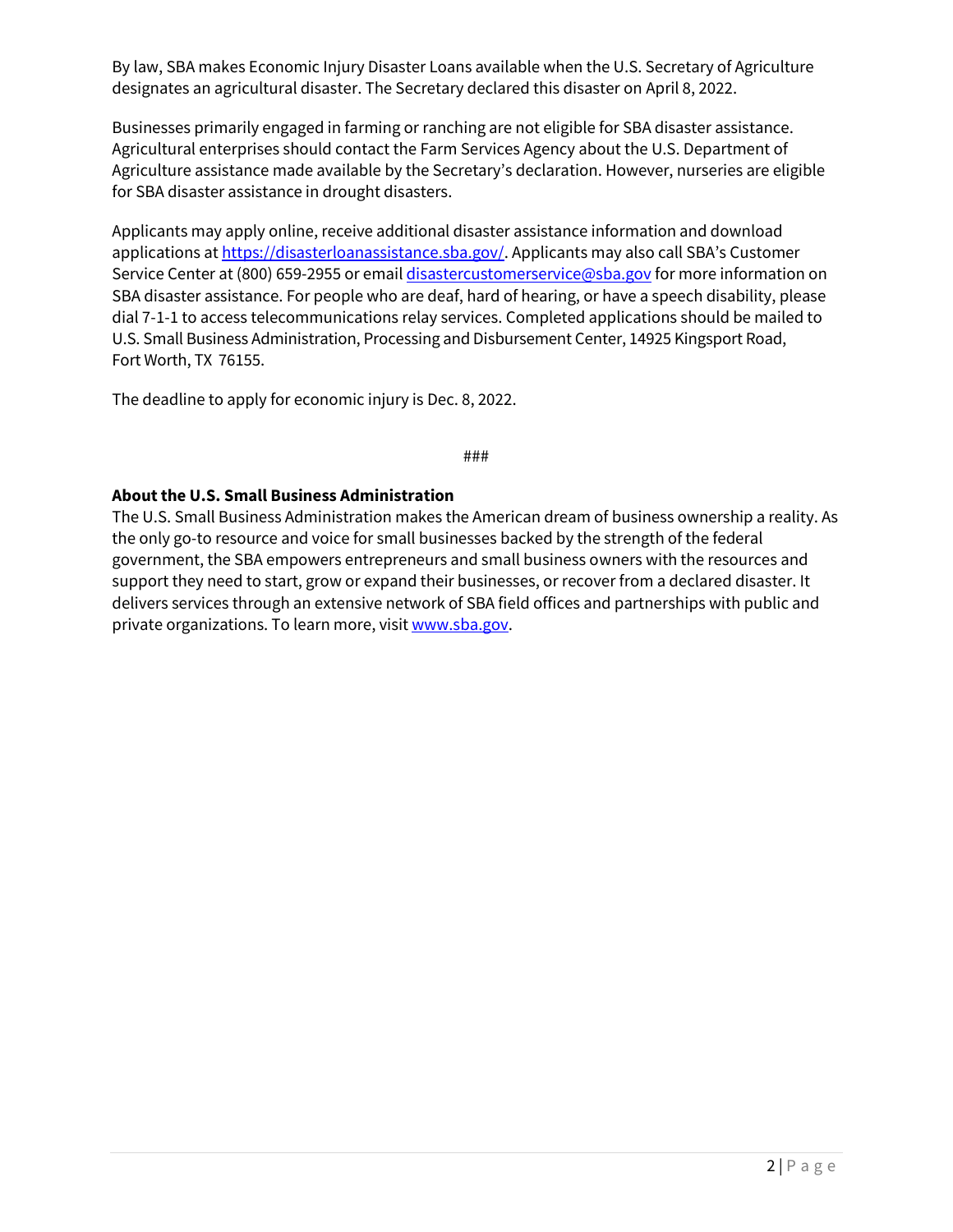By law, SBA makes Economic Injury Disaster Loans available when the U.S. Secretary of Agriculture designates an agricultural disaster. The Secretary declared this disaster on April 8, 2022.

Businesses primarily engaged in farming or ranching are not eligible for SBA disaster assistance. Agricultural enterprises should contact the Farm Services Agency about the U.S. Department of Agriculture assistance made available by the Secretary's declaration. However, nurseries are eligible for SBA disaster assistance in drought disasters.

Applicants may apply online, receive additional disaster assistance information and download applications at [https://disasterloanassistance.sba.gov/](https://disasterloanassistance.sba.gov/). Applicants may also call SBA's Customer Service Center at (800) 659-2955 or email [disastercustomerservice@sba.gov](mailto:disastercustomerservice@sba.gov) for more information on SBA disaster assistance. For people who are deaf, hard of hearing, or have a speech disability, please dial 7-1-1 to access telecommunications relay services. Completed applications should be mailed to U.S. Small Business Administration, Processing and Disbursement Center, 14925 Kingsport Road, Fort Worth, TX 76155.

The deadline to apply for economic injury is Dec. 8, 2022.

###

**About the U.S. Small Business Administration**

The U.S. Small Business Administration makes the American dream of business ownership a reality. As the only go-to resource and voice for small businesses backed by the strength of the federal government, the SBA empowers entrepreneurs and small business owners with the resources and support they need to start, grow or expand their businesses, or recover from a declared disaster. It delivers services through an extensive network of SBA field offices and partnerships with public and private organizations. To learn more, visit [www.sba.gov](http://www.sba.gov).